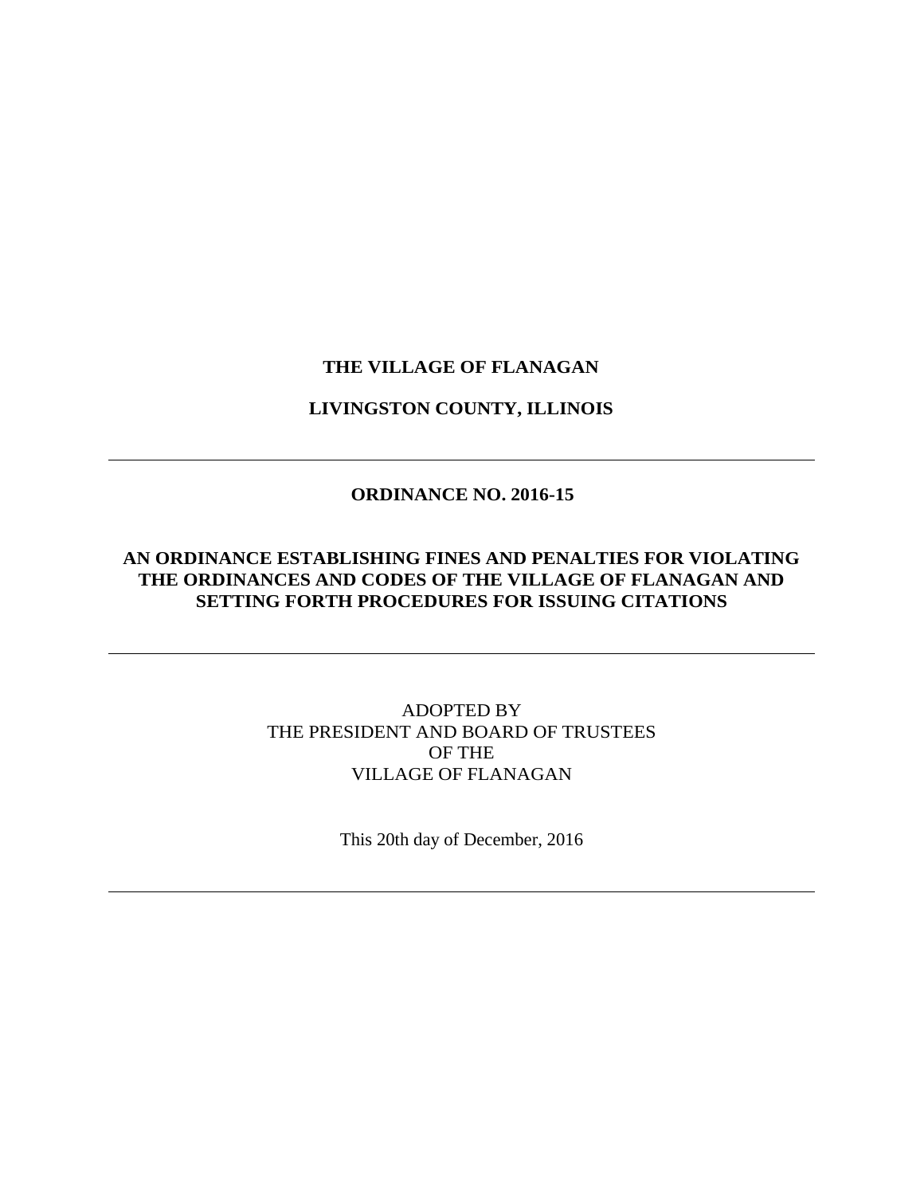**THE VILLAGE OF FLANAGAN**

**LIVINGSTON COUNTY, ILLINOIS**

---

**ORDINANCE NO. 2016-15**

**AN ORDINANCE ESTABLISHING FINES AND PENALTIES FOR VIOLATING THE ORDINANCES AND CODES OF THE VILLAGE OF FLANAGAN AND SETTING FORTH PROCEDURES FOR ISSUING CITATIONS**

---

ADOPTED BY
THE PRESIDENT AND BOARD OF TRUSTEES
OF THE
VILLAGE OF FLANAGAN

This 20th day of December, 2016

---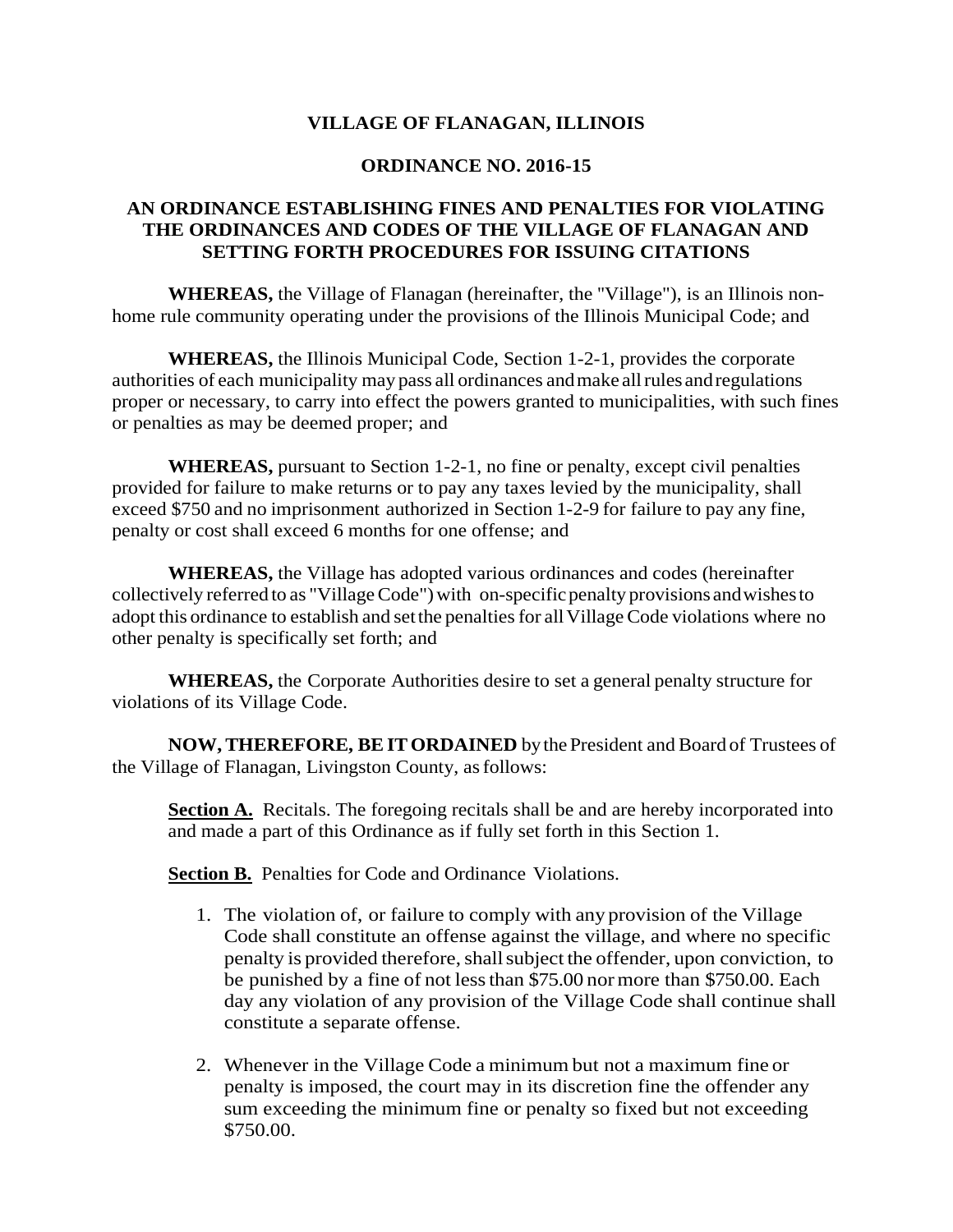**VILLAGE OF FLANAGAN, ILLINOIS**

**ORDINANCE NO. 2016-15**

**AN ORDINANCE ESTABLISHING FINES AND PENALTIES FOR VIOLATING THE ORDINANCES AND CODES OF THE VILLAGE OF FLANAGAN AND SETTING FORTH PROCEDURES FOR ISSUING CITATIONS**

**WHEREAS,** the Village of Flanagan (hereinafter, the "Village"), is an Illinois non-home rule community operating under the provisions of the Illinois Municipal Code; and

**WHEREAS,** the Illinois Municipal Code, Section 1-2-1, provides the corporate authorities of each municipality may pass all ordinances and make all rules and regulations proper or necessary, to carry into effect the powers granted to municipalities, with such fines or penalties as may be deemed proper; and

**WHEREAS,** pursuant to Section 1-2-1, no fine or penalty, except civil penalties provided for failure to make returns or to pay any taxes levied by the municipality, shall exceed $750 and no imprisonment authorized in Section 1-2-9 for failure to pay any fine, penalty or cost shall exceed 6 months for one offense; and

**WHEREAS,** the Village has adopted various ordinances and codes (hereinafter collectively referred to as "Village Code") with on-specific penalty provisions and wishes to adopt this ordinance to establish and set the penalties for all Village Code violations where no other penalty is specifically set forth; and

**WHEREAS,** the Corporate Authorities desire to set a general penalty structure for violations of its Village Code.

**NOW, THEREFORE, BE IT ORDAINED** by the President and Board of Trustees of the Village of Flanagan, Livingston County, as follows:

**Section A.** Recitals. The foregoing recitals shall be and are hereby incorporated into and made a part of this Ordinance as if fully set forth in this Section 1.

**Section B.** Penalties for Code and Ordinance Violations.

1. The violation of, or failure to comply with any provision of the Village Code shall constitute an offense against the village, and where no specific penalty is provided therefore, shall subject the offender, upon conviction, to be punished by a fine of not less than $75.00 nor more than $750.00. Each day any violation of any provision of the Village Code shall continue shall constitute a separate offense.

2. Whenever in the Village Code a minimum but not a maximum fine or penalty is imposed, the court may in its discretion fine the offender any sum exceeding the minimum fine or penalty so fixed but not exceeding $750.00.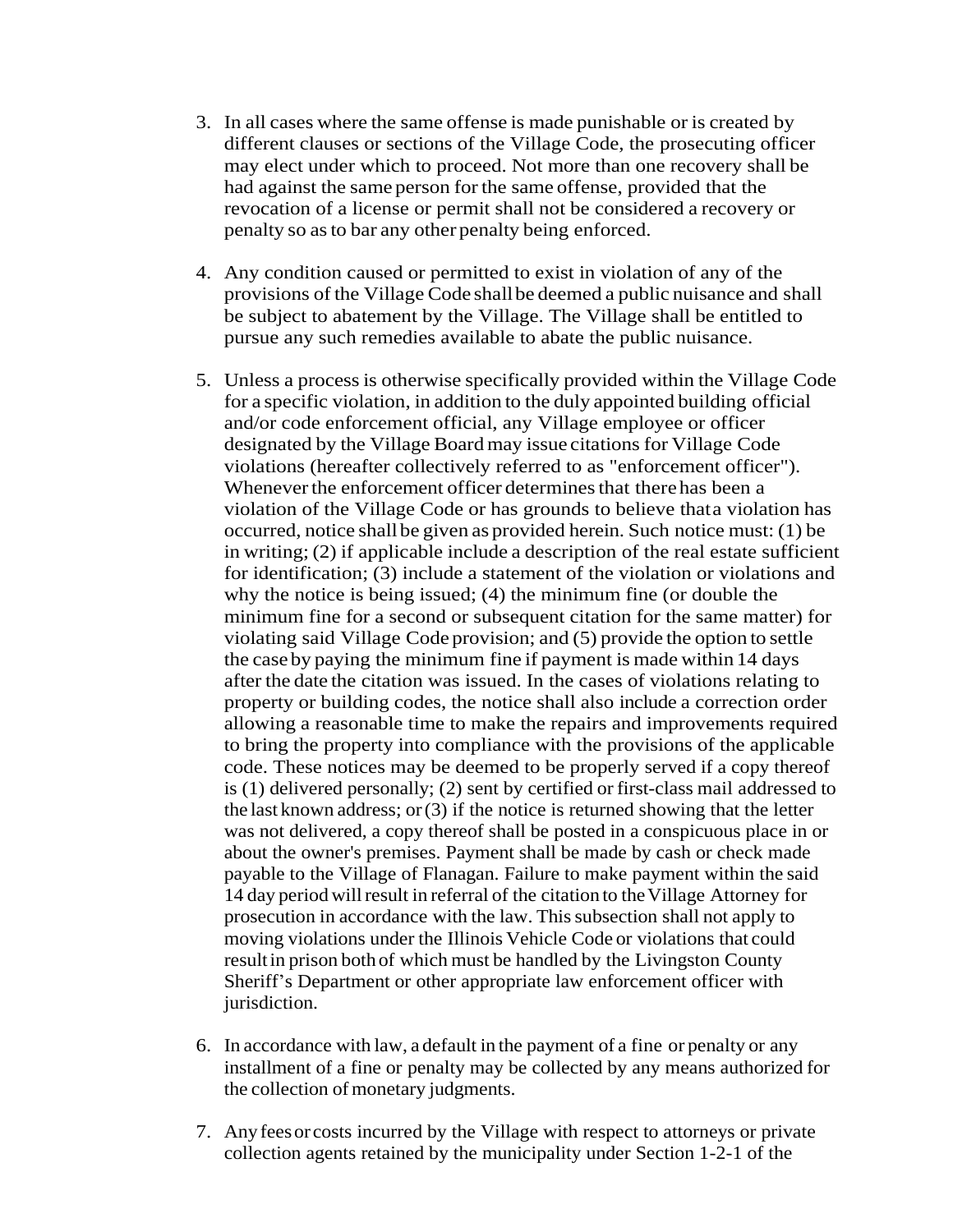3. In all cases where the same offense is made punishable or is created by different clauses or sections of the Village Code, the prosecuting officer may elect under which to proceed. Not more than one recovery shall be had against the same person for the same offense, provided that the revocation of a license or permit shall not be considered a recovery or penalty so as to bar any other penalty being enforced.

4. Any condition caused or permitted to exist in violation of any of the provisions of the Village Code shall be deemed a public nuisance and shall be subject to abatement by the Village. The Village shall be entitled to pursue any such remedies available to abate the public nuisance.

5. Unless a process is otherwise specifically provided within the Village Code for a specific violation, in addition to the duly appointed building official and/or code enforcement official, any Village employee or officer designated by the Village Board may issue citations for Village Code violations (hereafter collectively referred to as "enforcement officer"). Whenever the enforcement officer determines that there has been a violation of the Village Code or has grounds to believe that a violation has occurred, notice shall be given as provided herein. Such notice must: (1) be in writing; (2) if applicable include a description of the real estate sufficient for identification; (3) include a statement of the violation or violations and why the notice is being issued; (4) the minimum fine (or double the minimum fine for a second or subsequent citation for the same matter) for violating said Village Code provision; and (5) provide the option to settle the case by paying the minimum fine if payment is made within 14 days after the date the citation was issued. In the cases of violations relating to property or building codes, the notice shall also include a correction order allowing a reasonable time to make the repairs and improvements required to bring the property into compliance with the provisions of the applicable code. These notices may be deemed to be properly served if a copy thereof is (1) delivered personally; (2) sent by certified or first-class mail addressed to the last known address; or (3) if the notice is returned showing that the letter was not delivered, a copy thereof shall be posted in a conspicuous place in or about the owner's premises. Payment shall be made by cash or check made payable to the Village of Flanagan. Failure to make payment within the said 14 day period will result in referral of the citation to the Village Attorney for prosecution in accordance with the law. This subsection shall not apply to moving violations under the Illinois Vehicle Code or violations that could result in prison both of which must be handled by the Livingston County Sheriff's Department or other appropriate law enforcement officer with jurisdiction.

6. In accordance with law, a default in the payment of a fine or penalty or any installment of a fine or penalty may be collected by any means authorized for the collection of monetary judgments.

7. Any fees or costs incurred by the Village with respect to attorneys or private collection agents retained by the municipality under Section 1-2-1 of the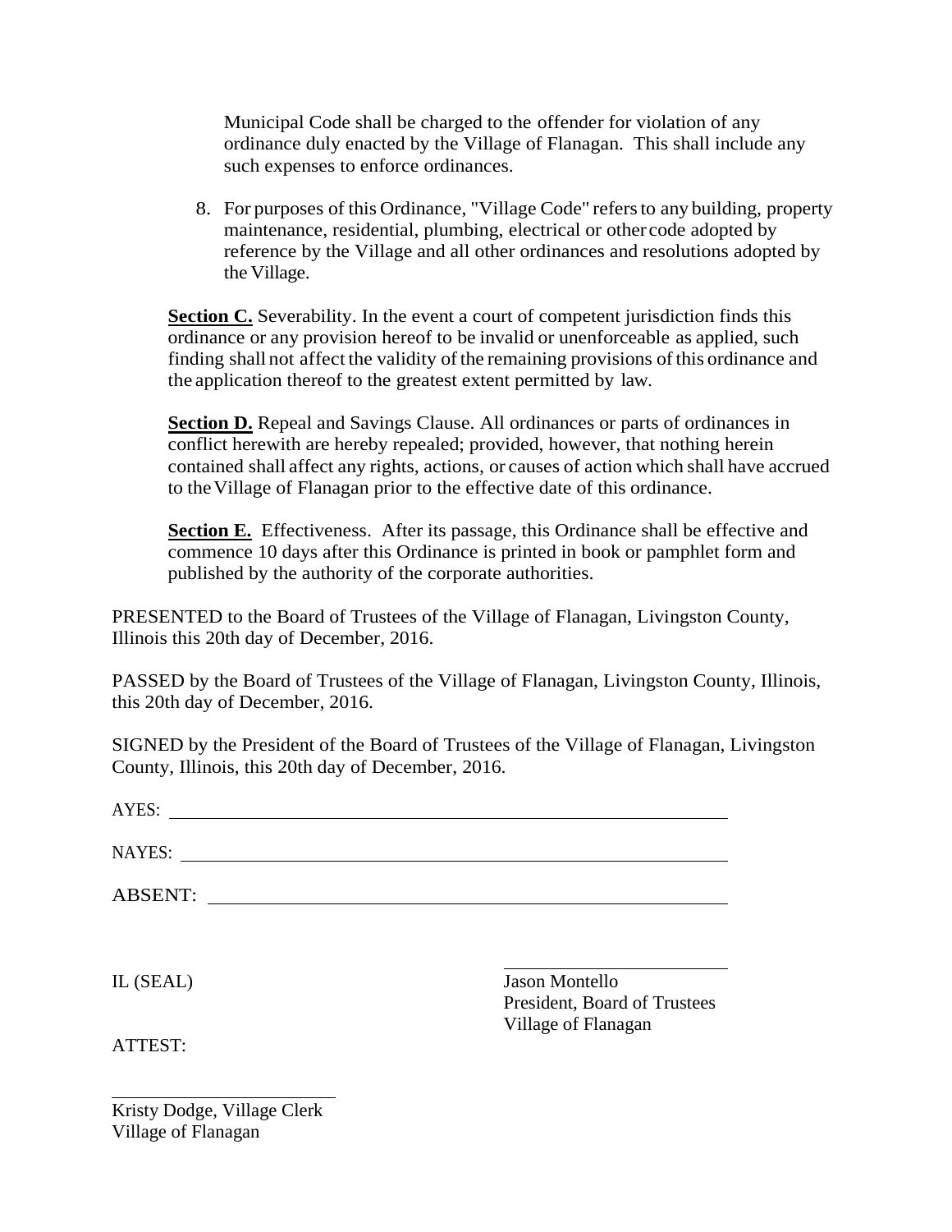Municipal Code shall be charged to the offender for violation of any ordinance duly enacted by the Village of Flanagan. This shall include any such expenses to enforce ordinances.

8. For purposes of this Ordinance, "Village Code" refers to any building, property maintenance, residential, plumbing, electrical or other code adopted by reference by the Village and all other ordinances and resolutions adopted by the Village.

**Section C.** Severability. In the event a court of competent jurisdiction finds this ordinance or any provision hereof to be invalid or unenforceable as applied, such finding shall not affect the validity of the remaining provisions of this ordinance and the application thereof to the greatest extent permitted by law.

**Section D.** Repeal and Savings Clause. All ordinances or parts of ordinances in conflict herewith are hereby repealed; provided, however, that nothing herein contained shall affect any rights, actions, or causes of action which shall have accrued to the Village of Flanagan prior to the effective date of this ordinance.

**Section E.** Effectiveness. After its passage, this Ordinance shall be effective and commence 10 days after this Ordinance is printed in book or pamphlet form and published by the authority of the corporate authorities.

PRESENTED to the Board of Trustees of the Village of Flanagan, Livingston County, Illinois this 20th day of December, 2016.

PASSED by the Board of Trustees of the Village of Flanagan, Livingston County, Illinois, this 20th day of December, 2016.

SIGNED by the President of the Board of Trustees of the Village of Flanagan, Livingston County, Illinois, this 20th day of December, 2016.

AYES: ______________________________

NAYES: ______________________________

ABSENT: ______________________________

IL (SEAL)

______________________
Jason Montello
President, Board of Trustees
Village of Flanagan

ATTEST:

______________________
Kristy Dodge, Village Clerk
Village of Flanagan